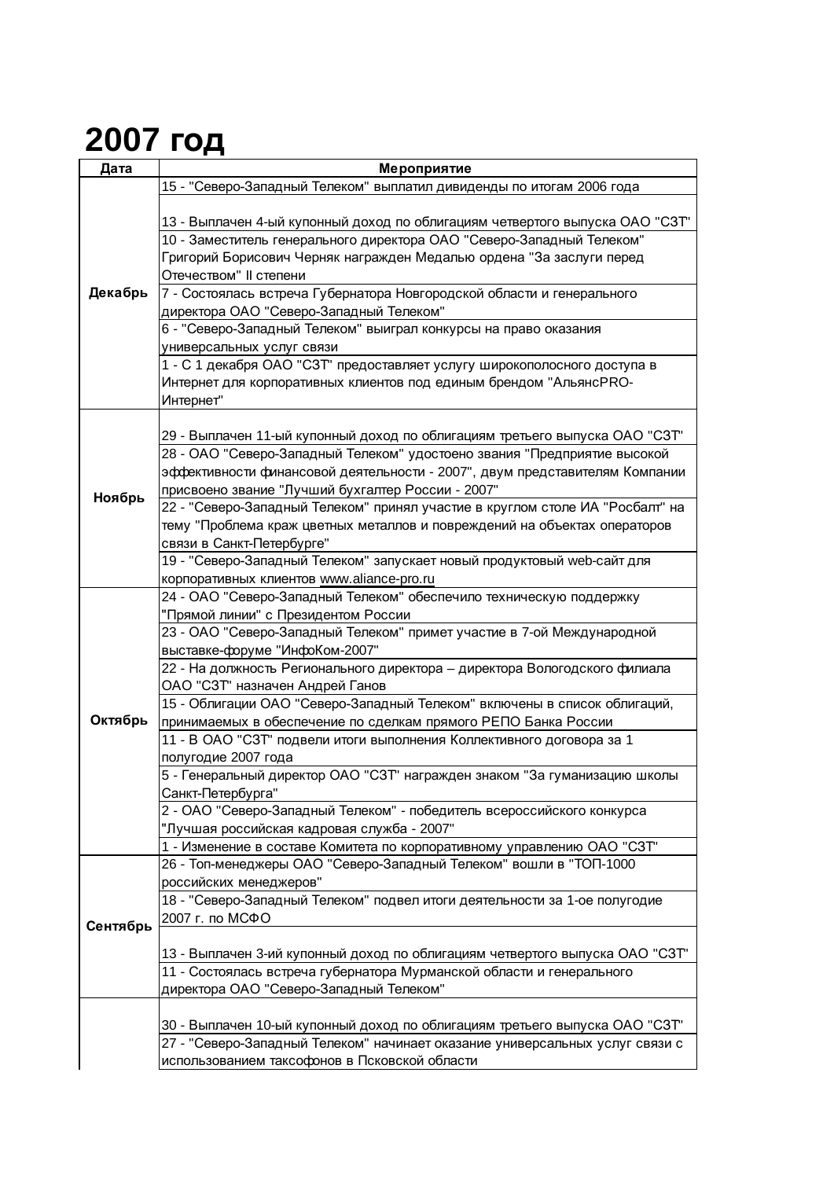# 2007 год

| Дата | Мероприятие |
|---|---|
| Декабрь | 15 - "Северо-Западный Телеком" выплатил дивиденды по итогам 2006 года |
| | 13 - Выплачен 4-ый купонный доход по облигациям четвертого выпуска ОАО "СЗТ" |
| | 10 - Заместитель генерального директора ОАО "Северо-Западный Телеком" Григорий Борисович Черняк награжден Медалью ордена "За заслуги перед Отечеством" II степени |
| | 7 - Состоялась встреча Губернатора Новгородской области и генерального директора ОАО "Северо-Западный Телеком" |
| | 6 - "Северо-Западный Телеком" выиграл конкурсы на право оказания универсальных услуг связи |
| | 1 - С 1 декабря ОАО "СЗТ" предоставляет услугу широкополосного доступа в Интернет для корпоративных клиентов под единым брендом "АльянсPRO-Интернет" |
| Ноябрь | 29 - Выплачен 11-ый купонный доход по облигациям третьего выпуска ОАО "СЗТ" |
| | 28 - ОАО "Северо-Западный Телеком" удостоено звания "Предприятие высокой эффективности финансовой деятельности - 2007", двум представителям Компании присвоено звание "Лучший бухгалтер России - 2007" |
| | 22 - "Северо-Западный Телеком" принял участие в круглом столе ИА "Росбалт" на тему "Проблема краж цветных металлов и повреждений на объектах операторов связи в Санкт-Петербурге" |
| | 19 - "Северо-Западный Телеком" запускает новый продуктовый web-сайт для корпоративных клиентов www.aliance-pro.ru |
| Октябрь | 24 - ОАО "Северо-Западный Телеком" обеспечило техническую поддержку "Прямой линии" с Президентом России |
| | 23 - ОАО "Северо-Западный Телеком" примет участие в 7-ой Международной выставке-форуме "ИнфоКом-2007" |
| | 22 - На должность Регионального директора – директора Вологодского филиала ОАО "СЗТ" назначен Андрей Ганов |
| | 15 - Облигации ОАО "Северо-Западный Телеком" включены в список облигаций, принимаемых в обеспечение по сделкам прямого РЕПО Банка России |
| | 11 - В ОАО "СЗТ" подвели итоги выполнения Коллективного договора за 1 полугодие 2007 года |
| | 5 - Генеральный директор ОАО "СЗТ" награжден знаком "За гуманизацию школы Санкт-Петербурга" |
| | 2 - ОАО "Северо-Западный Телеком" - победитель всероссийского конкурса "Лучшая российская кадровая служба - 2007" |
| | 1 - Изменение в составе Комитета по корпоративному управлению ОАО "СЗТ" |
| Сентябрь | 26 - Топ-менеджеры ОАО "Северо-Западный Телеком" вошли в "ТОП-1000 российских менеджеров" |
| | 18 - "Северо-Западный Телеком" подвел итоги деятельности за 1-ое полугодие 2007 г. по МСФО |
| | 13 - Выплачен 3-ий купонный доход по облигациям четвертого выпуска ОАО "СЗТ" |
| | 11 - Состоялась встреча губернатора Мурманской области и генерального директора ОАО "Северо-Западный Телеком" |
| | 30 - Выплачен 10-ый купонный доход по облигациям третьего выпуска ОАО "СЗТ" |
| | 27 - "Северо-Западный Телеком" начинает оказание универсальных услуг связи с использованием таксофонов в Псковской области |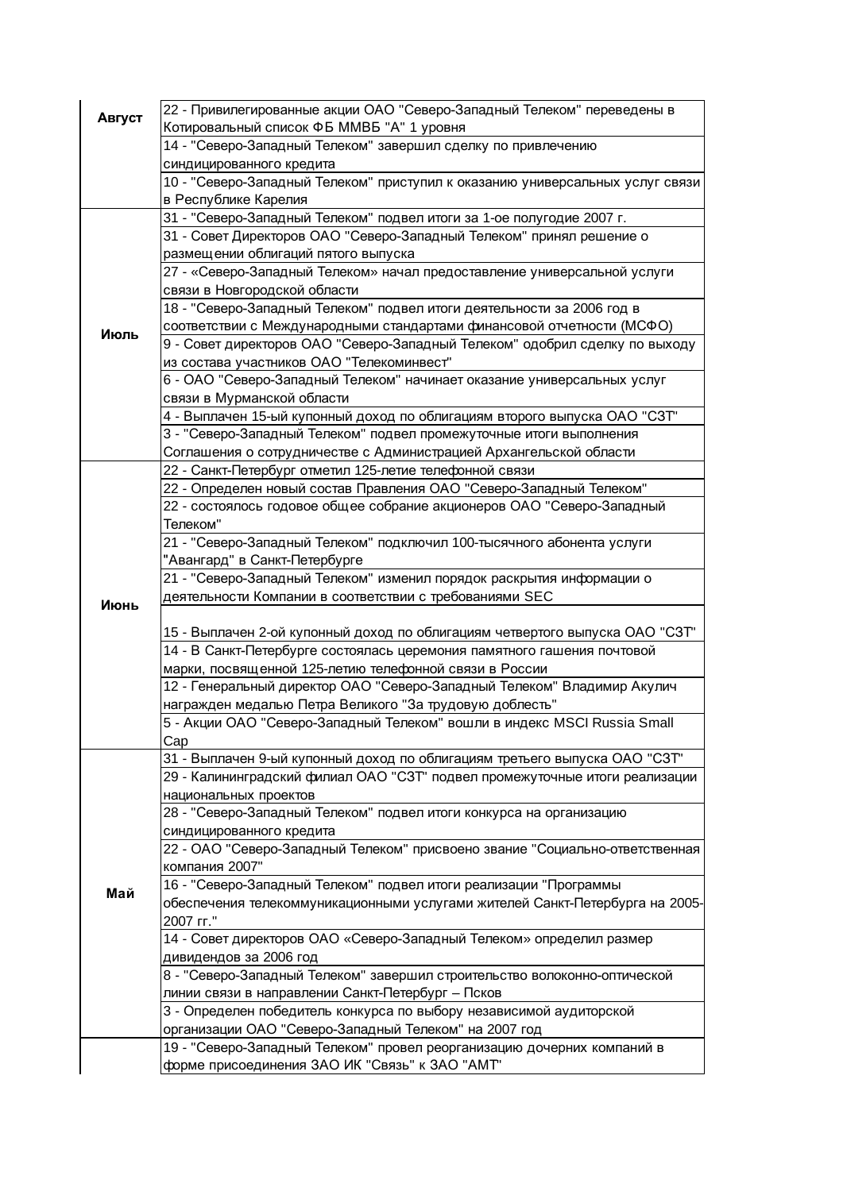| | |
|---|---|
| **Август** | 22 - Привилегированные акции ОАО "Северо-Западный Телеком" переведены в Котировальный список ФБ ММВБ "А" 1 уровня |
| | 14 - "Северо-Западный Телеком" завершил сделку по привлечению синдицированного кредита |
| | 10 - "Северо-Западный Телеком" приступил к оказанию универсальных услуг связи в Республике Карелия |
| **Июль** | 31 - "Северо-Западный Телеком" подвел итоги за 1-ое полугодие 2007 г. |
| | 31 - Совет Директоров ОАО "Северо-Западный Телеком" принял решение о размещении облигаций пятого выпуска |
| | 27 - «Северо-Западный Телеком» начал предоставление универсальной услуги связи в Новгородской области |
| | 18 - "Северо-Западный Телеком" подвел итоги деятельности за 2006 год в соответствии с Международными стандартами финансовой отчетности (МСФО) |
| | 9 - Совет директоров ОАО "Северо-Западный Телеком" одобрил сделку по выходу из состава участников ОАО "Телекоминвест" |
| | 6 - ОАО "Северо-Западный Телеком" начинает оказание универсальных услуг связи в Мурманской области |
| | 4 - Выплачен 15-ый купонный доход по облигациям второго выпуска ОАО "СЗТ" |
| | 3 - "Северо-Западный Телеком" подвел промежуточные итоги выполнения Соглашения о сотрудничестве с Администрацией Архангельской области |
| **Июнь** | 22 - Санкт-Петербург отметил 125-летие телефонной связи |
| | 22 - Определен новый состав Правления ОАО "Северо-Западный Телеком" |
| | 22 - состоялось годовое общее собрание акционеров ОАО "Северо-Западный Телеком" |
| | 21 - "Северо-Западный Телеком" подключил 100-тысячного абонента услуги "Авангард" в Санкт-Петербурге |
| | 21 - "Северо-Западный Телеком" изменил порядок раскрытия информации о деятельности Компании в соответствии с требованиями SEC |
| | 15 - Выплачен 2-ой купонный доход по облигациям четвертого выпуска ОАО "СЗТ" |
| | 14 - В Санкт-Петербурге состоялась церемония памятного гашения почтовой марки, посвященной 125-летию телефонной связи в России |
| | 12 - Генеральный директор ОАО "Северо-Западный Телеком" Владимир Акулич награжден медалью Петра Великого "За трудовую доблесть" |
| | 5 - Акции ОАО "Северо-Западный Телеком" вошли в индекс MSCI Russia Small Cap |
| **Май** | 31 - Выплачен 9-ый купонный доход по облигациям третьего выпуска ОАО "СЗТ" |
| | 29 - Калининградский филиал ОАО "СЗТ" подвел промежуточные итоги реализации национальных проектов |
| | 28 - "Северо-Западный Телеком" подвел итоги конкурса на организацию синдицированного кредита |
| | 22 - ОАО "Северо-Западный Телеком" присвоено звание "Социально-ответственная компания 2007" |
| | 16 - "Северо-Западный Телеком" подвел итоги реализации "Программы обеспечения телекоммуникационными услугами жителей Санкт-Петербурга на 2005-2007 гг." |
| | 14 - Совет директоров ОАО «Северо-Западный Телеком» определил размер дивидендов за 2006 год |
| | 8 - "Северо-Западный Телеком" завершил строительство волоконно-оптической линии связи в направлении Санкт-Петербург – Псков |
| | 3 - Определен победитель конкурса по выбору независимой аудиторской организации ОАО "Северо-Западный Телеком" на 2007 год |
| | 19 - "Северо-Западный Телеком" провел реорганизацию дочерних компаний в форме присоединения ЗАО ИК "Связь" к ЗАО "АМТ" |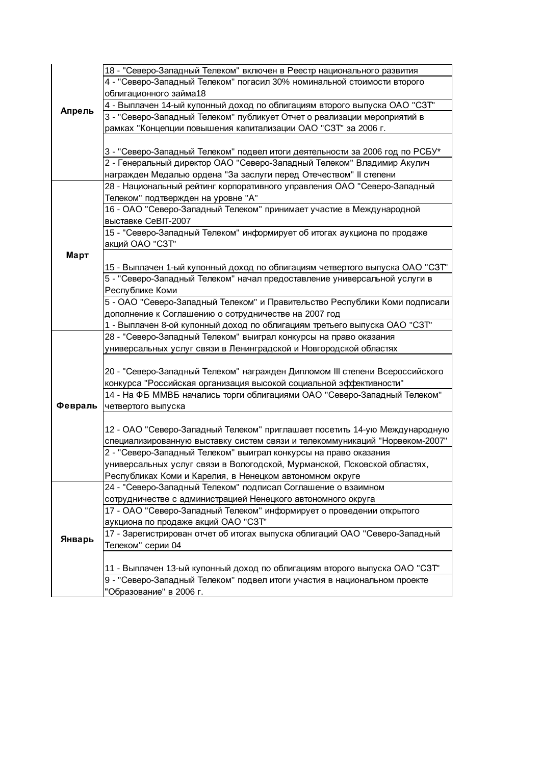| | |
|---|---|
| **Апрель** | 18 - "Северо-Западный Телеком" включен в Реестр национального развития |
| | 4 - "Северо-Западный Телеком" погасил 30% номинальной стоимости второго облигационного займа18 |
| | 4 - Выплачен 14-ый купонный доход по облигациям второго выпуска ОАО "СЗТ" |
| | 3 - "Северо-Западный Телеком" публикует Отчет о реализации мероприятий в рамках "Концепции повышения капитализации ОАО "СЗТ" за 2006 г. |
| | 3 - "Северо-Западный Телеком" подвел итоги деятельности за 2006 год по РСБУ* |
| | 2 - Генеральный директор ОАО "Северо-Западный Телеком" Владимир Акулич награжден Медалью ордена "За заслуги перед Отечеством" II степени |
| **Март** | 28 - Национальный рейтинг корпоративного управления ОАО "Северо-Западный Телеком" подтвержден на уровне "А" |
| | 16 - ОАО "Северо-Западный Телеком" принимает участие в Международной выставке CeBIT-2007 |
| | 15 - "Северо-Западный Телеком" информирует об итогах аукциона по продаже акций ОАО "СЗТ" |
| | 15 - Выплачен 1-ый купонный доход по облигациям четвертого выпуска ОАО "СЗТ" |
| | 5 - "Северо-Западный Телеком" начал предоставление универсальной услуги в Республике Коми |
| | 5 - ОАО "Северо-Западный Телеком" и Правительство Республики Коми подписали дополнение к Соглашению о сотрудничестве на 2007 год |
| | 1 - Выплачен 8-ой купонный доход по облигациям третьего выпуска ОАО "СЗТ" |
| **Февраль** | 28 - "Северо-Западный Телеком" выиграл конкурсы на право оказания универсальных услуг связи в Ленинградской и Новгородской областях |
| | 20 - "Северо-Западный Телеком" награжден Дипломом III степени Всероссийского конкурса "Российская организация высокой социальной эффективности" |
| | 14 - На ФБ ММВБ начались торги облигациями ОАО "Северо-Западный Телеком" четвертого выпуска |
| | 12 - ОАО "Северо-Западный Телеком" приглашает посетить 14-ую Международную специализированную выставку систем связи и телекоммуникаций "Норвеком-2007" |
| | 2 - "Северо-Западный Телеком" выиграл конкурсы на право оказания универсальных услуг связи в Вологодской, Мурманской, Псковской областях, Республиках Коми и Карелия, в Ненецком автономном округе |
| **Январь** | 24 - "Северо-Западный Телеком" подписал Соглашение о взаимном сотрудничестве с администрацией Ненецкого автономного округа |
| | 17 - ОАО "Северо-Западный Телеком" информирует о проведении открытого аукциона по продаже акций ОАО "СЗТ" |
| | 17 - Зарегистрирован отчет об итогах выпуска облигаций ОАО "Северо-Западный Телеком" серии 04 |
| | 11 - Выплачен 13-ый купонный доход по облигациям второго выпуска ОАО "СЗТ" |
| | 9 - "Северо-Западный Телеком" подвел итоги участия в национальном проекте "Образование" в 2006 г. |